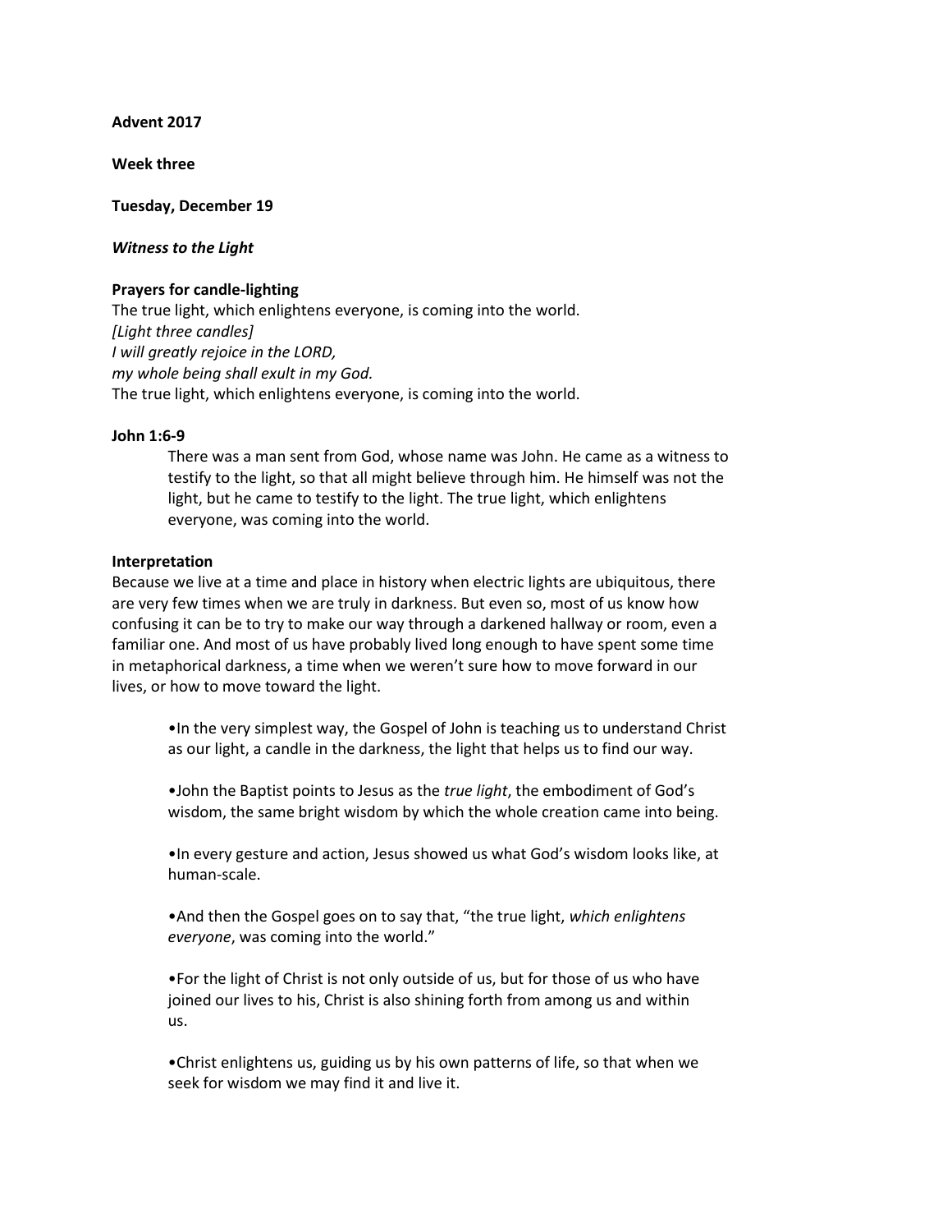**Advent 2017**

**Week three**

**Tuesday, December 19**

***Witness to the Light***

**Prayers for candle-lighting**

The true light, which enlightens everyone, is coming into the world.
*[Light three candles]*
*I will greatly rejoice in the LORD,*
*my whole being shall exult in my God.*
The true light, which enlightens everyone, is coming into the world.

**John 1:6-9**

> There was a man sent from God, whose name was John. He came as a witness to testify to the light, so that all might believe through him. He himself was not the light, but he came to testify to the light. The true light, which enlightens everyone, was coming into the world.

**Interpretation**

Because we live at a time and place in history when electric lights are ubiquitous, there are very few times when we are truly in darkness. But even so, most of us know how confusing it can be to try to make our way through a darkened hallway or room, even a familiar one. And most of us have probably lived long enough to have spent some time in metaphorical darkness, a time when we weren't sure how to move forward in our lives, or how to move toward the light.

- In the very simplest way, the Gospel of John is teaching us to understand Christ as our light, a candle in the darkness, the light that helps us to find our way.

- John the Baptist points to Jesus as the *true light*, the embodiment of God's wisdom, the same bright wisdom by which the whole creation came into being.

- In every gesture and action, Jesus showed us what God's wisdom looks like, at human-scale.

- And then the Gospel goes on to say that, "the true light, *which enlightens everyone*, was coming into the world."

- For the light of Christ is not only outside of us, but for those of us who have joined our lives to his, Christ is also shining forth from among us and within us.

- Christ enlightens us, guiding us by his own patterns of life, so that when we seek for wisdom we may find it and live it.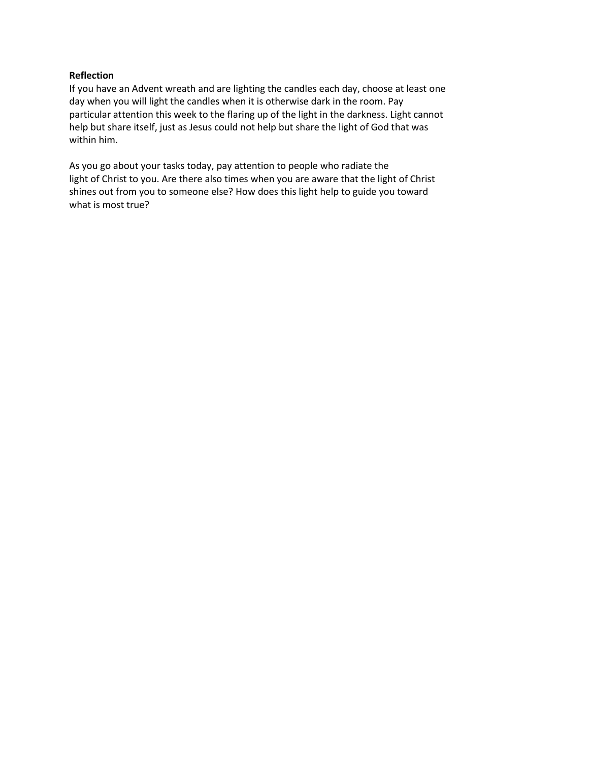**Reflection**

If you have an Advent wreath and are lighting the candles each day, choose at least one day when you will light the candles when it is otherwise dark in the room. Pay particular attention this week to the flaring up of the light in the darkness. Light cannot help but share itself, just as Jesus could not help but share the light of God that was within him.

As you go about your tasks today, pay attention to people who radiate the light of Christ to you. Are there also times when you are aware that the light of Christ shines out from you to someone else? How does this light help to guide you toward what is most true?